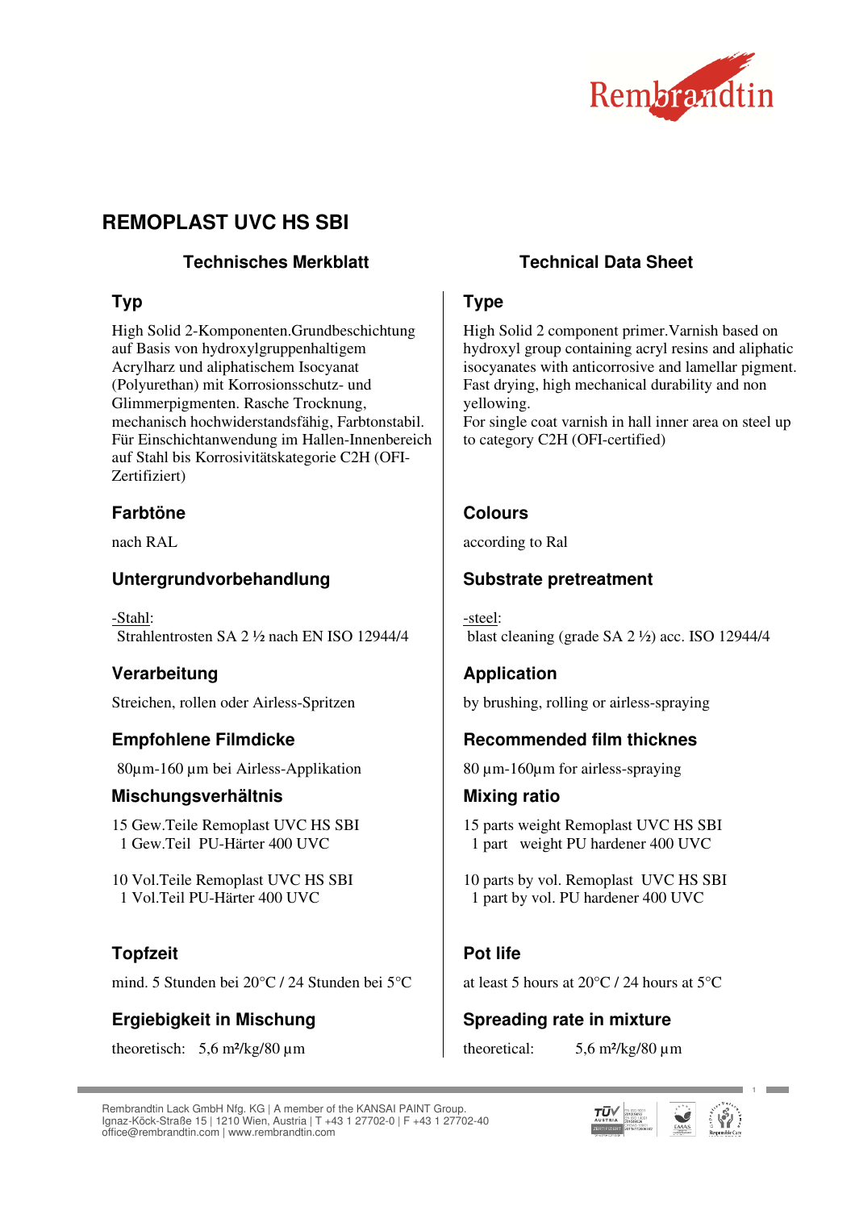# REMOPLAST UVC HS SBI

## Technisches Merkblatt

### Typ

High Solid 2-Komponenten.Grundbeschichtung auf Basis von hydroxylgruppenhaltigem Acrylharz und aliphatischem Isocyanat (Polyurethan) mit Korrosionsschutz- und Glimmerpigmenten. Rasche Trocknung, mechanisch hochwiderstandsfähig, Farbtonstabil. Für Einschichtanwendung im Hallen-Innenbereich auf Stahl bis Korrosivitätskategorie C2H (OFI-Zertifiziert)

### Farbtöne

nach RAL

### Untergrundvorbehandlung

-Stahl:
Strahlentrosten SA 2 ½ nach EN ISO 12944/4

### Verarbeitung

Streichen, rollen oder Airless-Spritzen

### Empfohlene Filmdicke

80µm-160 µm bei Airless-Applikation

### Mischungsverhältnis

15 Gew.Teile Remoplast UVC HS SBI
1 Gew.Teil PU-Härter 400 UVC

10 Vol.Teile Remoplast UVC HS SBI
1 Vol.Teil PU-Härter 400 UVC

### Topfzeit

mind. 5 Stunden bei 20°C / 24 Stunden bei 5°C

### Ergiebigkeit in Mischung

theoretisch: 5,6 m²/kg/80 µm

## Technical Data Sheet

### Type

High Solid 2 component primer.Varnish based on hydroxyl group containing acryl resins and aliphatic isocyanates with anticorrosive and lamellar pigment. Fast drying, high mechanical durability and non yellowing.
For single coat varnish in hall inner area on steel up to category C2H (OFI-certified)

### Colours

according to Ral

### Substrate pretreatment

-steel:
blast cleaning (grade SA 2 ½) acc. ISO 12944/4

### Application

by brushing, rolling or airless-spraying

### Recommended film thicknes

80 µm-160µm for airless-spraying

### Mixing ratio

15 parts weight Remoplast UVC HS SBI
1 part weight PU hardener 400 UVC

10 parts by vol. Remoplast UVC HS SBI
1 part by vol. PU hardener 400 UVC

### Pot life

at least 5 hours at 20°C / 24 hours at 5°C

### Spreading rate in mixture

theoretical: 5,6 m²/kg/80 µm

Rembrandtin Lack GmbH Nfg. KG | A member of the KANSAI PAINT Group.
Ignaz-Köck-Straße 15 | 1210 Wien, Austria | T +43 1 27702-0 | F +43 1 27702-40
office@rembrandtin.com | www.rembrandtin.com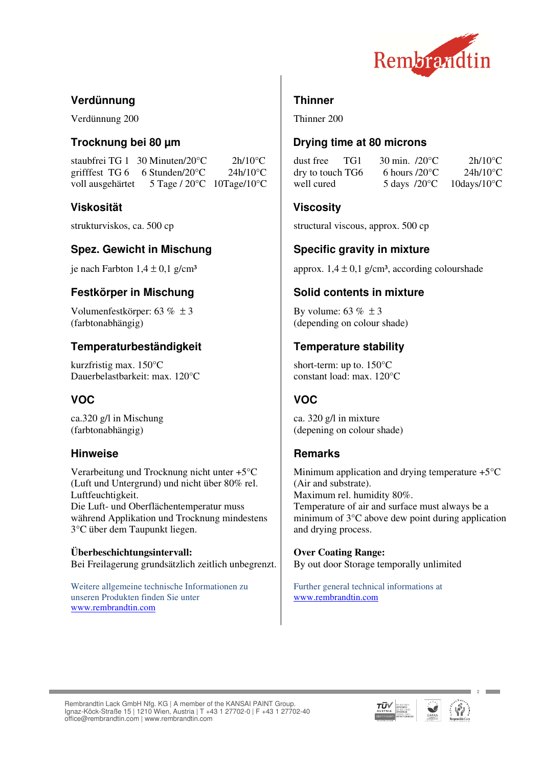## Verdünnung

Verdünnung 200

## Trocknung bei 80 µm

| | | | |
|---|---|---|---|
| staubfrei | TG 1 | 30 Minuten/20°C | 2h/10°C |
| grifffest | TG 6 | 6 Stunden/20°C | 24h/10°C |
| voll ausgehärtet | | 5 Tage / 20°C | 10Tage/10°C |

## Viskosität

strukturviskos, ca. 500 cp

## Spez. Gewicht in Mischung

je nach Farbton 1,4 ± 0,1 g/cm³

## Festkörper in Mischung

Volumenfestkörper: 63 % ± 3
(farbtonabhängig)

## Temperaturbeständigkeit

kurzfristig max. 150°C
Dauerbelastbarkeit: max. 120°C

## VOC

ca.320 g/l in Mischung
(farbtonabhängig)

## Hinweise

Verarbeitung und Trocknung nicht unter +5°C (Luft und Untergrund) und nicht über 80% rel. Luftfeuchtigkeit.
Die Luft- und Oberflächentemperatur muss während Applikation und Trocknung mindestens 3°C über dem Taupunkt liegen.

**Überbeschichtungsintervall:**
Bei Freilagerung grundsätzlich zeitlich unbegrenzt.

Weitere allgemeine technische Informationen zu unseren Produkten finden Sie unter www.rembrandtin.com

## Thinner

Thinner 200

## Drying time at 80 microns

| | | | |
|---|---|---|---|
| dust free | TG1 | 30 min. /20°C | 2h/10°C |
| dry to touch | TG6 | 6 hours /20°C | 24h/10°C |
| well cured | | 5 days /20°C | 10days/10°C |

## Viscosity

structural viscous, approx. 500 cp

## Specific gravity in mixture

approx. 1,4 ± 0,1 g/cm³, according colourshade

## Solid contents in mixture

By volume: 63 % ± 3
(depending on colour shade)

## Temperature stability

short-term: up to. 150°C
constant load: max. 120°C

## VOC

ca. 320 g/l in mixture
(depening on colour shade)

## Remarks

Minimum application and drying temperature +5°C (Air and substrate).
Maximum rel. humidity 80%.
Temperature of air and surface must always be a minimum of 3°C above dew point during application and drying process.

**Over Coating Range:**
By out door Storage temporally unlimited

Further general technical informations at www.rembrandtin.com

Rembrandtin Lack GmbH Nfg. KG | A member of the KANSAI PAINT Group.
Ignaz-Köck-Straße 15 | 1210 Wien, Austria | T +43 1 27702-0 | F +43 1 27702-40
office@rembrandtin.com | www.rembrandtin.com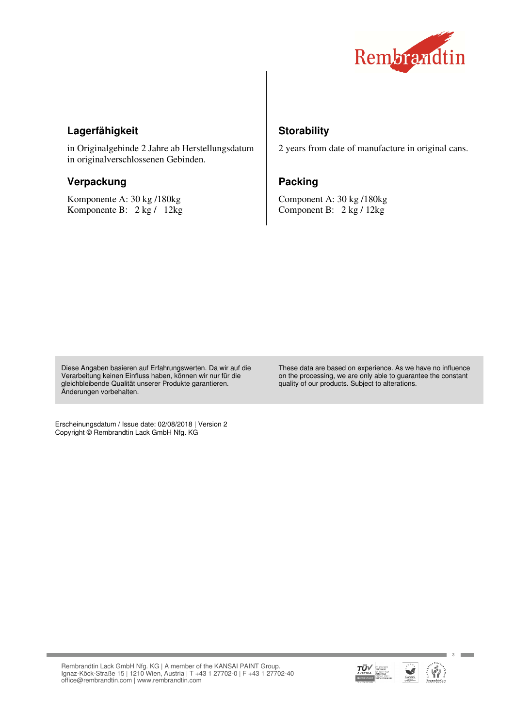## Lagerfähigkeit

in Originalgebinde 2 Jahre ab Herstellungsdatum in originalverschlossenen Gebinden.

## Verpackung

Komponente A: 30 kg /180kg
Komponente B: 2 kg / 12kg

## Storability

2 years from date of manufacture in original cans.

## Packing

Component A: 30 kg /180kg
Component B: 2 kg / 12kg

Diese Angaben basieren auf Erfahrungswerten. Da wir auf die Verarbeitung keinen Einfluss haben, können wir nur für die gleichbleibende Qualität unserer Produkte garantieren. Änderungen vorbehalten.

These data are based on experience. As we have no influence on the processing, we are only able to guarantee the constant quality of our products. Subject to alterations.

Erscheinungsdatum / Issue date: 02/08/2018 | Version 2
Copyright © Rembrandtin Lack GmbH Nfg. KG

Rembrandtin Lack GmbH Nfg. KG | A member of the KANSAI PAINT Group.
Ignaz-Köck-Straße 15 | 1210 Wien, Austria | T +43 1 27702-0 | F +43 1 27702-40
office@rembrandtin.com | www.rembrandtin.com